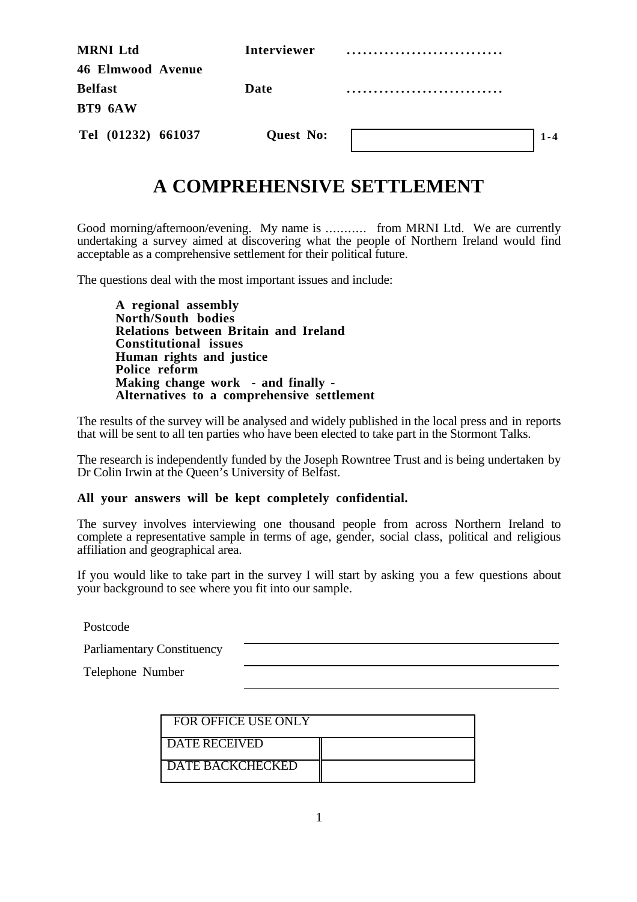**MRNI Ltd** **Interviewer** .............................

**46 Elmwood Avenue**

**Belfast** **Date** .............................

**BT9 6AW**

**Tel (01232) 661037** **Quest No:** [ ] **1-4**

# A COMPREHENSIVE SETTLEMENT

Good morning/afternoon/evening. My name is ........... from MRNI Ltd. We are currently undertaking a survey aimed at discovering what the people of Northern Ireland would find acceptable as a comprehensive settlement for their political future.

The questions deal with the most important issues and include:

> **A regional assembly**
> **North/South bodies**
> **Relations between Britain and Ireland**
> **Constitutional issues**
> **Human rights and justice**
> **Police reform**
> **Making change work - and finally -**
> **Alternatives to a comprehensive settlement**

The results of the survey will be analysed and widely published in the local press and in reports that will be sent to all ten parties who have been elected to take part in the Stormont Talks.

The research is independently funded by the Joseph Rowntree Trust and is being undertaken by Dr Colin Irwin at the Queen's University of Belfast.

**All your answers will be kept completely confidential.**

The survey involves interviewing one thousand people from across Northern Ireland to complete a representative sample in terms of age, gender, social class, political and religious affiliation and geographical area.

If you would like to take part in the survey I will start by asking you a few questions about your background to see where you fit into our sample.

Postcode ______________________________

Parliamentary Constituency ______________________________

Telephone Number ______________________________

| FOR OFFICE USE ONLY | |
|---|---|
| DATE RECEIVED | |
| DATE BACKCHECKED | |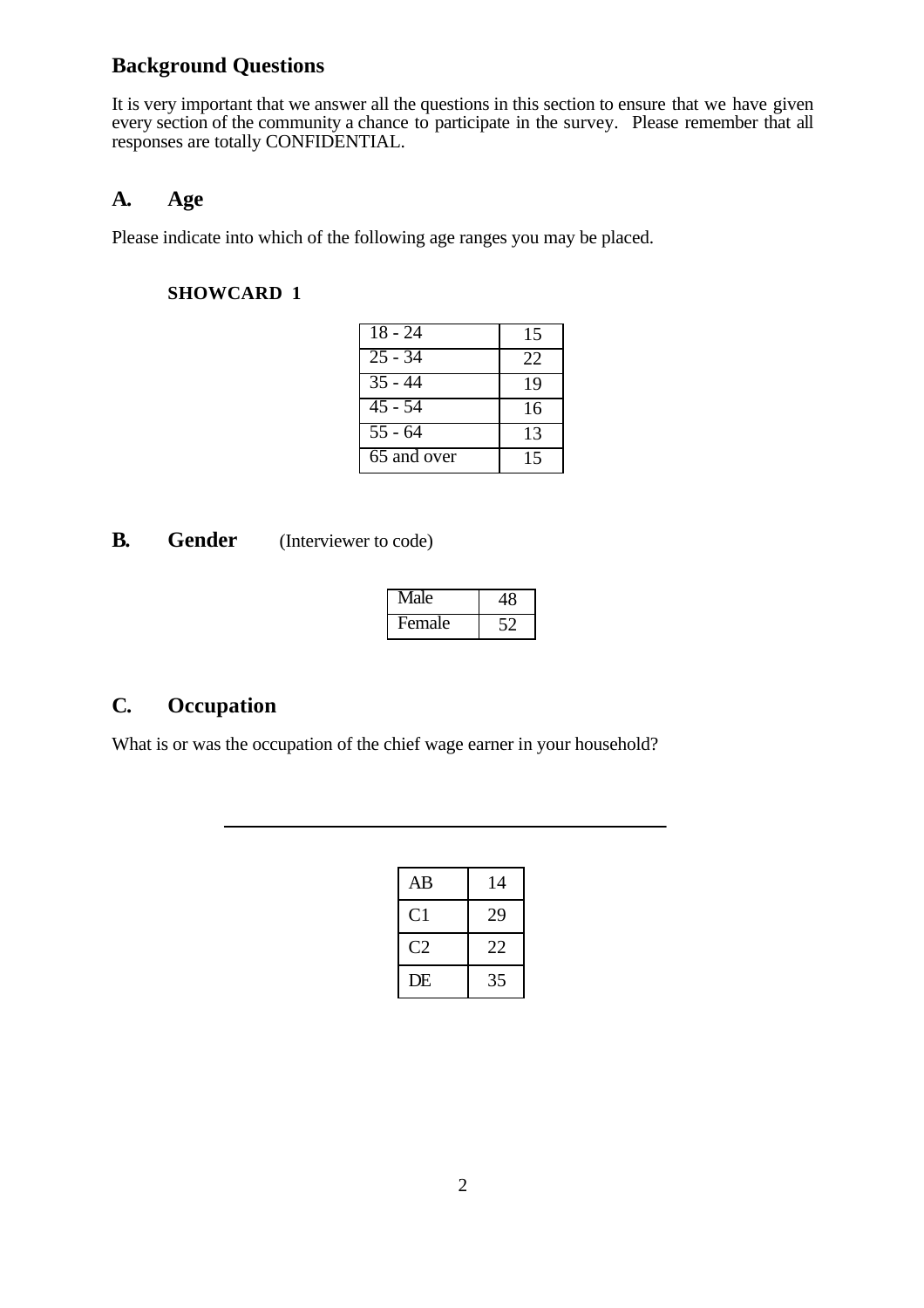## Background Questions

It is very important that we answer all the questions in this section to ensure that we have given every section of the community a chance to participate in the survey. Please remember that all responses are totally CONFIDENTIAL.

### A. Age

Please indicate into which of the following age ranges you may be placed.

**SHOWCARD 1**

| | |
|---|---|
| 18 - 24 | 15 |
| 25 - 34 | 22 |
| 35 - 44 | 19 |
| 45 - 54 | 16 |
| 55 - 64 | 13 |
| 65 and over | 15 |

### B. Gender (Interviewer to code)

| | |
|---|---|
| Male | 48 |
| Female | 52 |

### C. Occupation

What is or was the occupation of the chief wage earner in your household?

______________________________________________

| | |
|---|---|
| AB | 14 |
| C1 | 29 |
| C2 | 22 |
| DE | 35 |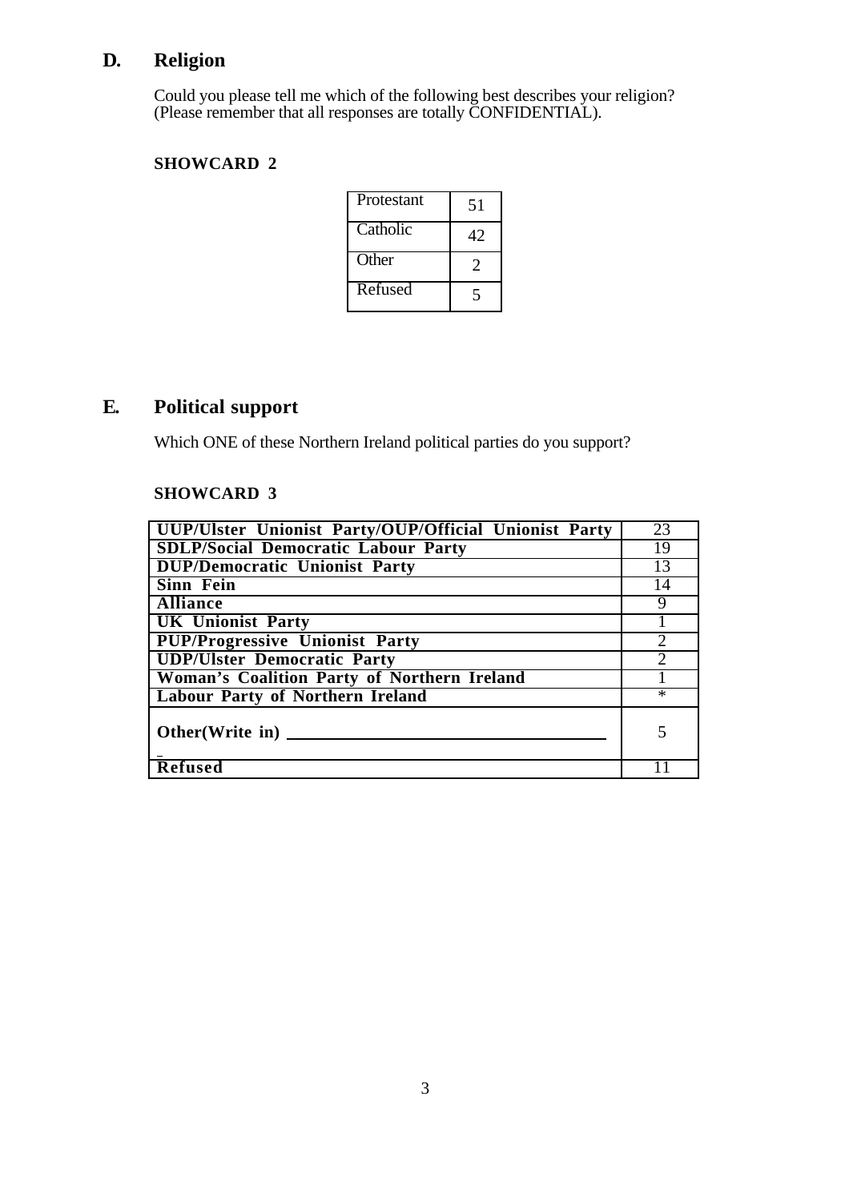## D. Religion

Could you please tell me which of the following best describes your religion?
(Please remember that all responses are totally CONFIDENTIAL).

**SHOWCARD 2**

| | |
|---|---|
| Protestant | 51 |
| Catholic | 42 |
| Other | 2 |
| Refused | 5 |

## E. Political support

Which ONE of these Northern Ireland political parties do you support?

**SHOWCARD 3**

| | |
|---|---|
| **UUP/Ulster Unionist Party/OUP/Official Unionist Party** | 23 |
| **SDLP/Social Democratic Labour Party** | 19 |
| **DUP/Democratic Unionist Party** | 13 |
| **Sinn Fein** | 14 |
| **Alliance** | 9 |
| **UK Unionist Party** | 1 |
| **PUP/Progressive Unionist Party** | 2 |
| **UDP/Ulster Democratic Party** | 2 |
| **Woman's Coalition Party of Northern Ireland** | 1 |
| **Labour Party of Northern Ireland** | * |
| **Other(Write in)** ______________________ | 5 |
| **Refused** | 11 |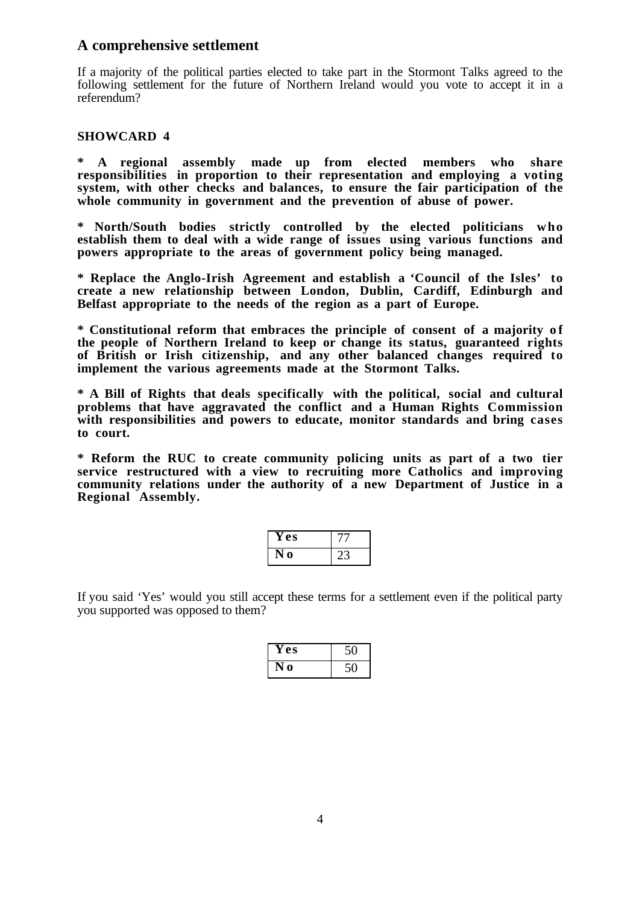## A comprehensive settlement

If a majority of the political parties elected to take part in the Stormont Talks agreed to the following settlement for the future of Northern Ireland would you vote to accept it in a referendum?

**SHOWCARD 4**

**\* A regional assembly made up from elected members who share responsibilities in proportion to their representation and employing a voting system, with other checks and balances, to ensure the fair participation of the whole community in government and the prevention of abuse of power.**

**\* North/South bodies strictly controlled by the elected politicians who establish them to deal with a wide range of issues using various functions and powers appropriate to the areas of government policy being managed.**

**\* Replace the Anglo-Irish Agreement and establish a 'Council of the Isles' to create a new relationship between London, Dublin, Cardiff, Edinburgh and Belfast appropriate to the needs of the region as a part of Europe.**

**\* Constitutional reform that embraces the principle of consent of a majority of the people of Northern Ireland to keep or change its status, guaranteed rights of British or Irish citizenship, and any other balanced changes required to implement the various agreements made at the Stormont Talks.**

**\* A Bill of Rights that deals specifically with the political, social and cultural problems that have aggravated the conflict and a Human Rights Commission with responsibilities and powers to educate, monitor standards and bring cases to court.**

**\* Reform the RUC to create community policing units as part of a two tier service restructured with a view to recruiting more Catholics and improving community relations under the authority of a new Department of Justice in a Regional Assembly.**

| | |
|---|---|
| **Yes** | 77 |
| **No** | 23 |

If you said 'Yes' would you still accept these terms for a settlement even if the political party you supported was opposed to them?

| | |
|---|---|
| **Yes** | 50 |
| **No** | 50 |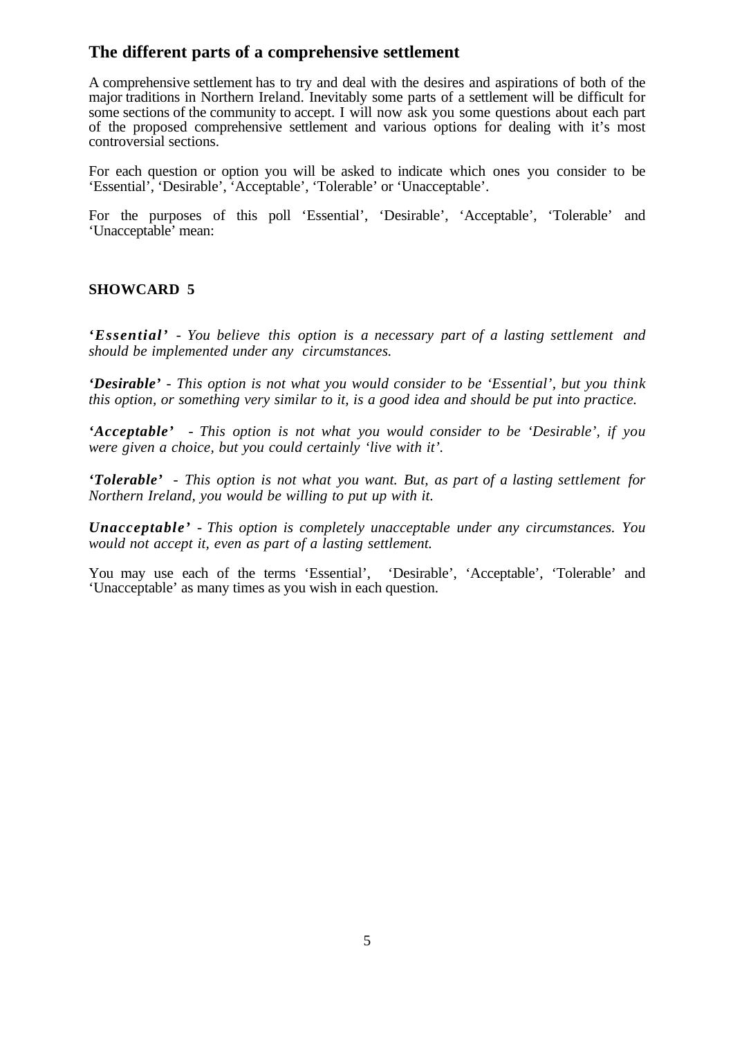## The different parts of a comprehensive settlement

A comprehensive settlement has to try and deal with the desires and aspirations of both of the major traditions in Northern Ireland. Inevitably some parts of a settlement will be difficult for some sections of the community to accept. I will now ask you some questions about each part of the proposed comprehensive settlement and various options for dealing with it's most controversial sections.

For each question or option you will be asked to indicate which ones you consider to be 'Essential', 'Desirable', 'Acceptable', 'Tolerable' or 'Unacceptable'.

For the purposes of this poll 'Essential', 'Desirable', 'Acceptable', 'Tolerable' and 'Unacceptable' mean:

### SHOWCARD 5

***'Essential'*** *- You believe this option is a necessary part of a lasting settlement and should be implemented under any circumstances.*

***'Desirable'*** *- This option is not what you would consider to be 'Essential', but you think this option, or something very similar to it, is a good idea and should be put into practice.*

***'Acceptable'*** *- This option is not what you would consider to be 'Desirable', if you were given a choice, but you could certainly 'live with it'.*

***'Tolerable'*** *- This option is not what you want. But, as part of a lasting settlement for Northern Ireland, you would be willing to put up with it.*

***Unacceptable'*** *- This option is completely unacceptable under any circumstances. You would not accept it, even as part of a lasting settlement.*

You may use each of the terms 'Essential', 'Desirable', 'Acceptable', 'Tolerable' and 'Unacceptable' as many times as you wish in each question.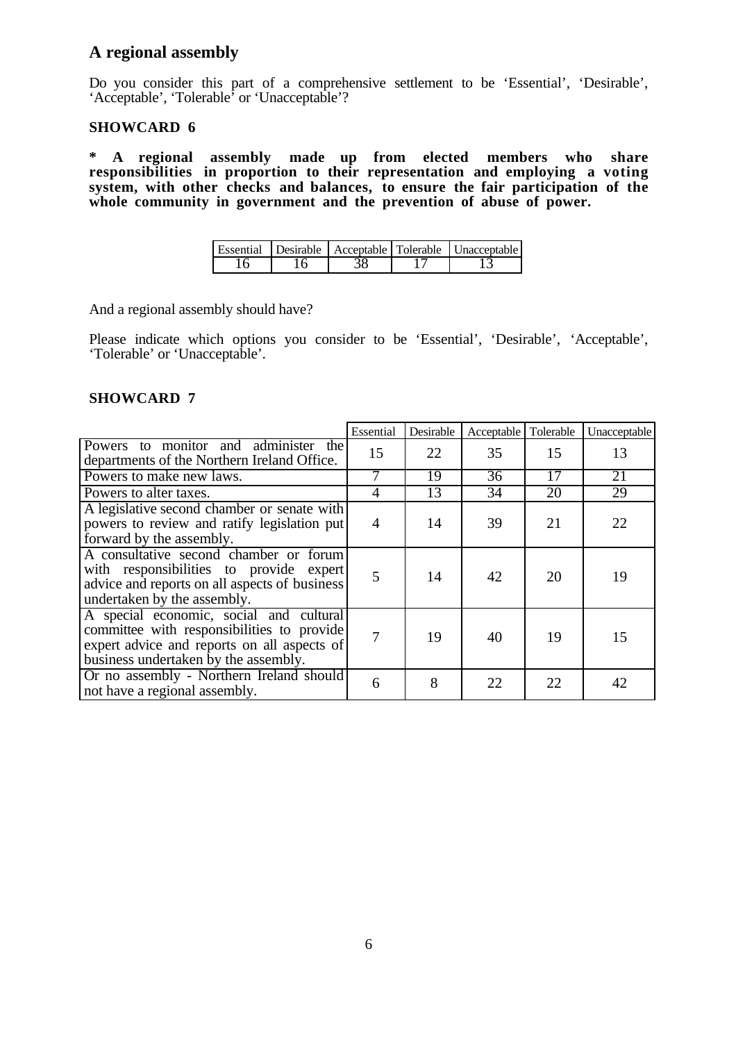## A regional assembly

Do you consider this part of a comprehensive settlement to be 'Essential', 'Desirable', 'Acceptable', 'Tolerable' or 'Unacceptable'?

**SHOWCARD 6**

**\* A regional assembly made up from elected members who share responsibilities in proportion to their representation and employing a voting system, with other checks and balances, to ensure the fair participation of the whole community in government and the prevention of abuse of power.**

| Essential | Desirable | Acceptable | Tolerable | Unacceptable |
|---|---|---|---|---|
| 16 | 16 | 38 | 17 | 13 |

And a regional assembly should have?

Please indicate which options you consider to be 'Essential', 'Desirable', 'Acceptable', 'Tolerable' or 'Unacceptable'.

**SHOWCARD 7**

| | Essential | Desirable | Acceptable | Tolerable | Unacceptable |
|---|---|---|---|---|---|
| Powers to monitor and administer the departments of the Northern Ireland Office. | 15 | 22 | 35 | 15 | 13 |
| Powers to make new laws. | 7 | 19 | 36 | 17 | 21 |
| Powers to alter taxes. | 4 | 13 | 34 | 20 | 29 |
| A legislative second chamber or senate with powers to review and ratify legislation put forward by the assembly. | 4 | 14 | 39 | 21 | 22 |
| A consultative second chamber or forum with responsibilities to provide expert advice and reports on all aspects of business undertaken by the assembly. | 5 | 14 | 42 | 20 | 19 |
| A special economic, social and cultural committee with responsibilities to provide expert advice and reports on all aspects of business undertaken by the assembly. | 7 | 19 | 40 | 19 | 15 |
| Or no assembly - Northern Ireland should not have a regional assembly. | 6 | 8 | 22 | 22 | 42 |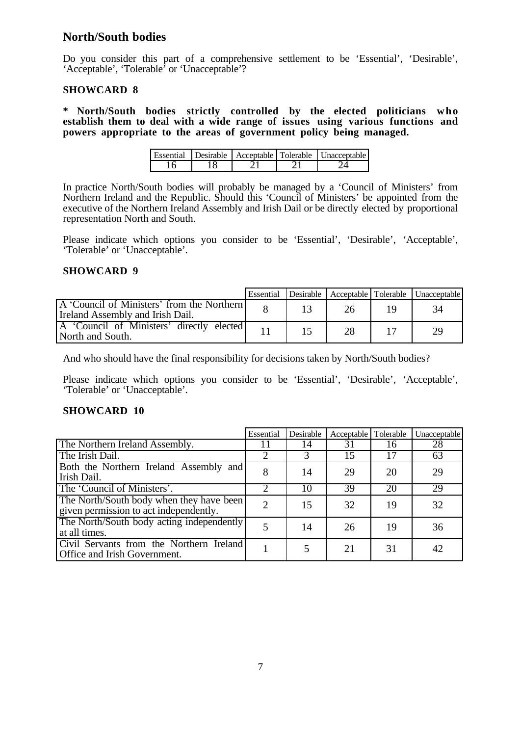## North/South bodies

Do you consider this part of a comprehensive settlement to be 'Essential', 'Desirable', 'Acceptable', 'Tolerable' or 'Unacceptable'?

**SHOWCARD 8**

**\* North/South bodies strictly controlled by the elected politicians who establish them to deal with a wide range of issues using various functions and powers appropriate to the areas of government policy being managed.**

| Essential | Desirable | Acceptable | Tolerable | Unacceptable |
|---|---|---|---|---|
| 16 | 18 | 21 | 21 | 24 |

In practice North/South bodies will probably be managed by a 'Council of Ministers' from Northern Ireland and the Republic. Should this 'Council of Ministers' be appointed from the executive of the Northern Ireland Assembly and Irish Dail or be directly elected by proportional representation North and South.

Please indicate which options you consider to be 'Essential', 'Desirable', 'Acceptable', 'Tolerable' or 'Unacceptable'.

**SHOWCARD 9**

| | Essential | Desirable | Acceptable | Tolerable | Unacceptable |
|---|---|---|---|---|---|
| A 'Council of Ministers' from the Northern Ireland Assembly and Irish Dail. | 8 | 13 | 26 | 19 | 34 |
| A 'Council of Ministers' directly elected North and South. | 11 | 15 | 28 | 17 | 29 |

And who should have the final responsibility for decisions taken by North/South bodies?

Please indicate which options you consider to be 'Essential', 'Desirable', 'Acceptable', 'Tolerable' or 'Unacceptable'.

**SHOWCARD 10**

| | Essential | Desirable | Acceptable | Tolerable | Unacceptable |
|---|---|---|---|---|---|
| The Northern Ireland Assembly. | 11 | 14 | 31 | 16 | 28 |
| The Irish Dail. | 2 | 3 | 15 | 17 | 63 |
| Both the Northern Ireland Assembly and Irish Dail. | 8 | 14 | 29 | 20 | 29 |
| The 'Council of Ministers'. | 2 | 10 | 39 | 20 | 29 |
| The North/South body when they have been given permission to act independently. | 2 | 15 | 32 | 19 | 32 |
| The North/South body acting independently at all times. | 5 | 14 | 26 | 19 | 36 |
| Civil Servants from the Northern Ireland Office and Irish Government. | 1 | 5 | 21 | 31 | 42 |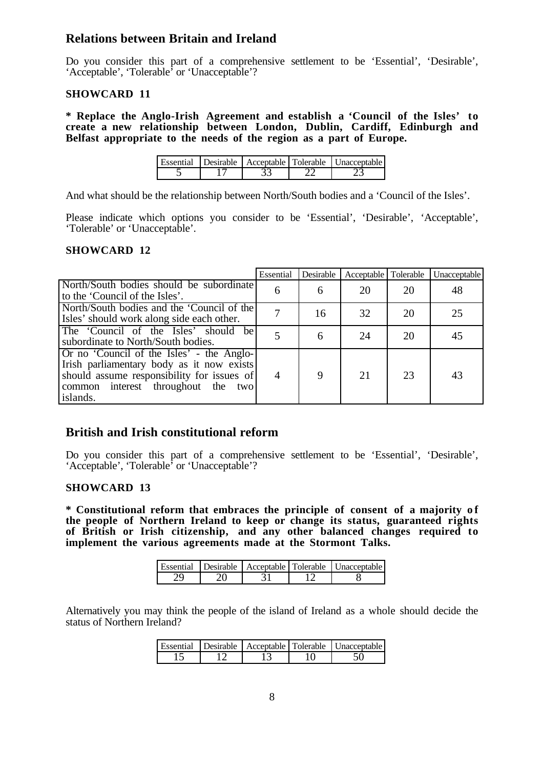## Relations between Britain and Ireland

Do you consider this part of a comprehensive settlement to be 'Essential', 'Desirable', 'Acceptable', 'Tolerable' or 'Unacceptable'?

**SHOWCARD 11**

**\* Replace the Anglo-Irish Agreement and establish a 'Council of the Isles' to create a new relationship between London, Dublin, Cardiff, Edinburgh and Belfast appropriate to the needs of the region as a part of Europe.**

| Essential | Desirable | Acceptable | Tolerable | Unacceptable |
|---|---|---|---|---|
| 5 | 17 | 33 | 22 | 23 |

And what should be the relationship between North/South bodies and a 'Council of the Isles'.

Please indicate which options you consider to be 'Essential', 'Desirable', 'Acceptable', 'Tolerable' or 'Unacceptable'.

**SHOWCARD 12**

| | Essential | Desirable | Acceptable | Tolerable | Unacceptable |
|---|---|---|---|---|---|
| North/South bodies should be subordinate to the 'Council of the Isles'. | 6 | 6 | 20 | 20 | 48 |
| North/South bodies and the 'Council of the Isles' should work along side each other. | 7 | 16 | 32 | 20 | 25 |
| The 'Council of the Isles' should be subordinate to North/South bodies. | 5 | 6 | 24 | 20 | 45 |
| Or no 'Council of the Isles' - the Anglo-Irish parliamentary body as it now exists should assume responsibility for issues of common interest throughout the two islands. | 4 | 9 | 21 | 23 | 43 |

## British and Irish constitutional reform

Do you consider this part of a comprehensive settlement to be 'Essential', 'Desirable', 'Acceptable', 'Tolerable' or 'Unacceptable'?

**SHOWCARD 13**

**\* Constitutional reform that embraces the principle of consent of a majority of the people of Northern Ireland to keep or change its status, guaranteed rights of British or Irish citizenship, and any other balanced changes required to implement the various agreements made at the Stormont Talks.**

| Essential | Desirable | Acceptable | Tolerable | Unacceptable |
|---|---|---|---|---|
| 29 | 20 | 31 | 12 | 8 |

Alternatively you may think the people of the island of Ireland as a whole should decide the status of Northern Ireland?

| Essential | Desirable | Acceptable | Tolerable | Unacceptable |
|---|---|---|---|---|
| 15 | 12 | 13 | 10 | 50 |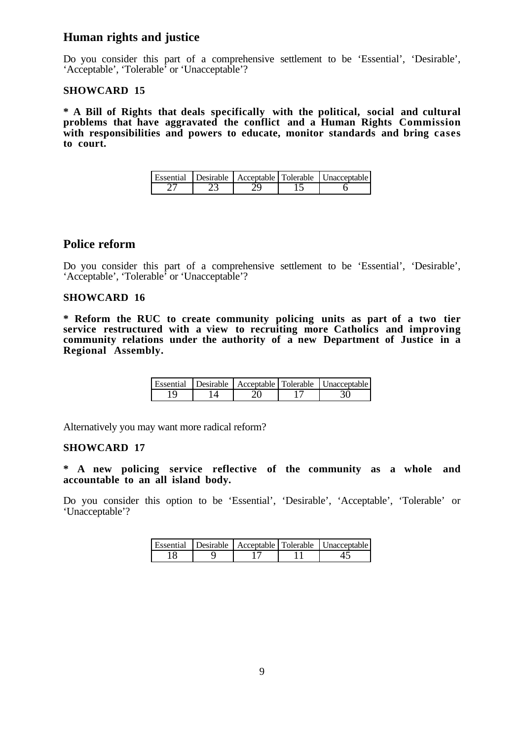## Human rights and justice

Do you consider this part of a comprehensive settlement to be 'Essential', 'Desirable', 'Acceptable', 'Tolerable' or 'Unacceptable'?

**SHOWCARD 15**

**\* A Bill of Rights that deals specifically with the political, social and cultural problems that have aggravated the conflict and a Human Rights Commission with responsibilities and powers to educate, monitor standards and bring cases to court.**

| Essential | Desirable | Acceptable | Tolerable | Unacceptable |
|---|---|---|---|---|
| 27 | 23 | 29 | 15 | 6 |

## Police reform

Do you consider this part of a comprehensive settlement to be 'Essential', 'Desirable', 'Acceptable', 'Tolerable' or 'Unacceptable'?

**SHOWCARD 16**

**\* Reform the RUC to create community policing units as part of a two tier service restructured with a view to recruiting more Catholics and improving community relations under the authority of a new Department of Justice in a Regional Assembly.**

| Essential | Desirable | Acceptable | Tolerable | Unacceptable |
|---|---|---|---|---|
| 19 | 14 | 20 | 17 | 30 |

Alternatively you may want more radical reform?

**SHOWCARD 17**

**\* A new policing service reflective of the community as a whole and accountable to an all island body.**

Do you consider this option to be 'Essential', 'Desirable', 'Acceptable', 'Tolerable' or 'Unacceptable'?

| Essential | Desirable | Acceptable | Tolerable | Unacceptable |
|---|---|---|---|---|
| 18 | 9 | 17 | 11 | 45 |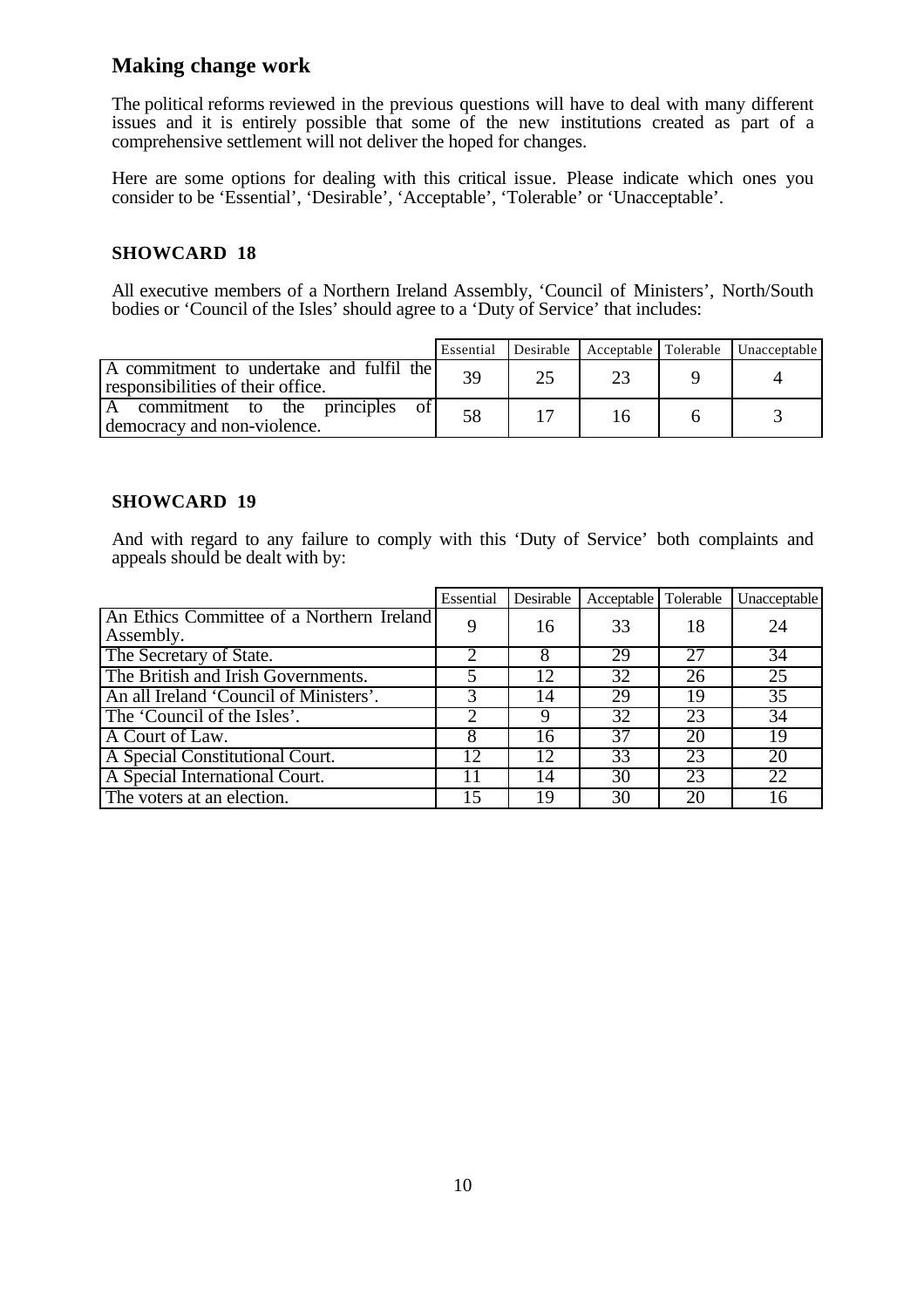## Making change work

The political reforms reviewed in the previous questions will have to deal with many different issues and it is entirely possible that some of the new institutions created as part of a comprehensive settlement will not deliver the hoped for changes.

Here are some options for dealing with this critical issue. Please indicate which ones you consider to be 'Essential', 'Desirable', 'Acceptable', 'Tolerable' or 'Unacceptable'.

### SHOWCARD 18

All executive members of a Northern Ireland Assembly, 'Council of Ministers', North/South bodies or 'Council of the Isles' should agree to a 'Duty of Service' that includes:

| | Essential | Desirable | Acceptable | Tolerable | Unacceptable |
|---|---|---|---|---|---|
| A commitment to undertake and fulfil the responsibilities of their office. | 39 | 25 | 23 | 9 | 4 |
| A commitment to the principles of democracy and non-violence. | 58 | 17 | 16 | 6 | 3 |

### SHOWCARD 19

And with regard to any failure to comply with this 'Duty of Service' both complaints and appeals should be dealt with by:

| | Essential | Desirable | Acceptable | Tolerable | Unacceptable |
|---|---|---|---|---|---|
| An Ethics Committee of a Northern Ireland Assembly. | 9 | 16 | 33 | 18 | 24 |
| The Secretary of State. | 2 | 8 | 29 | 27 | 34 |
| The British and Irish Governments. | 5 | 12 | 32 | 26 | 25 |
| An all Ireland 'Council of Ministers'. | 3 | 14 | 29 | 19 | 35 |
| The 'Council of the Isles'. | 2 | 9 | 32 | 23 | 34 |
| A Court of Law. | 8 | 16 | 37 | 20 | 19 |
| A Special Constitutional Court. | 12 | 12 | 33 | 23 | 20 |
| A Special International Court. | 11 | 14 | 30 | 23 | 22 |
| The voters at an election. | 15 | 19 | 30 | 20 | 16 |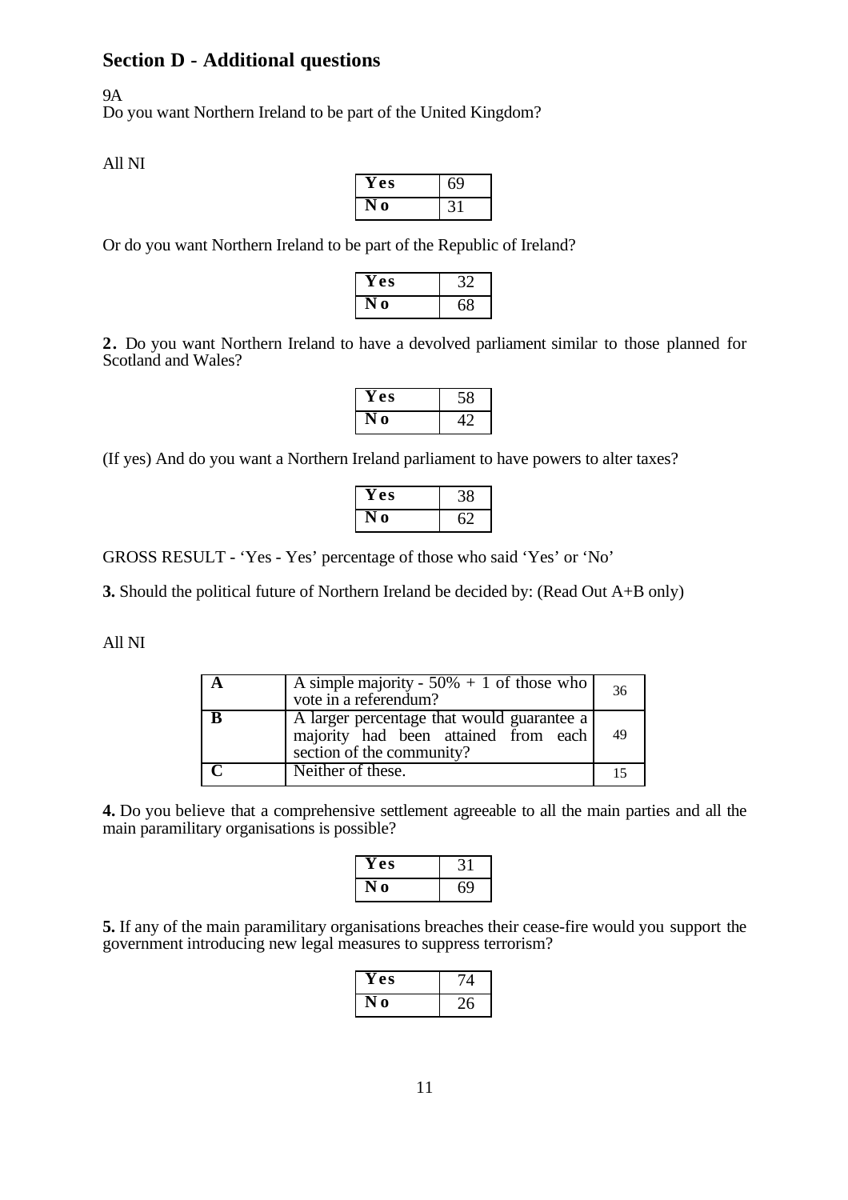## Section D - Additional questions

9A
Do you want Northern Ireland to be part of the United Kingdom?

All NI

| | |
|---|---|
| **Yes** | 69 |
| **No** | 31 |

Or do you want Northern Ireland to be part of the Republic of Ireland?

| | |
|---|---|
| **Yes** | 32 |
| **No** | 68 |

**2.** Do you want Northern Ireland to have a devolved parliament similar to those planned for Scotland and Wales?

| | |
|---|---|
| **Yes** | 58 |
| **No** | 42 |

(If yes) And do you want a Northern Ireland parliament to have powers to alter taxes?

| | |
|---|---|
| **Yes** | 38 |
| **No** | 62 |

GROSS RESULT - 'Yes - Yes' percentage of those who said 'Yes' or 'No'

**3.** Should the political future of Northern Ireland be decided by: (Read Out A+B only)

All NI

| | | |
|---|---|---|
| **A** | A simple majority - 50% + 1 of those who vote in a referendum? | 36 |
| **B** | A larger percentage that would guarantee a majority had been attained from each section of the community? | 49 |
| **C** | Neither of these. | 15 |

**4.** Do you believe that a comprehensive settlement agreeable to all the main parties and all the main paramilitary organisations is possible?

| | |
|---|---|
| **Yes** | 31 |
| **No** | 69 |

**5.** If any of the main paramilitary organisations breaches their cease-fire would you support the government introducing new legal measures to suppress terrorism?

| | |
|---|---|
| **Yes** | 74 |
| **No** | 26 |